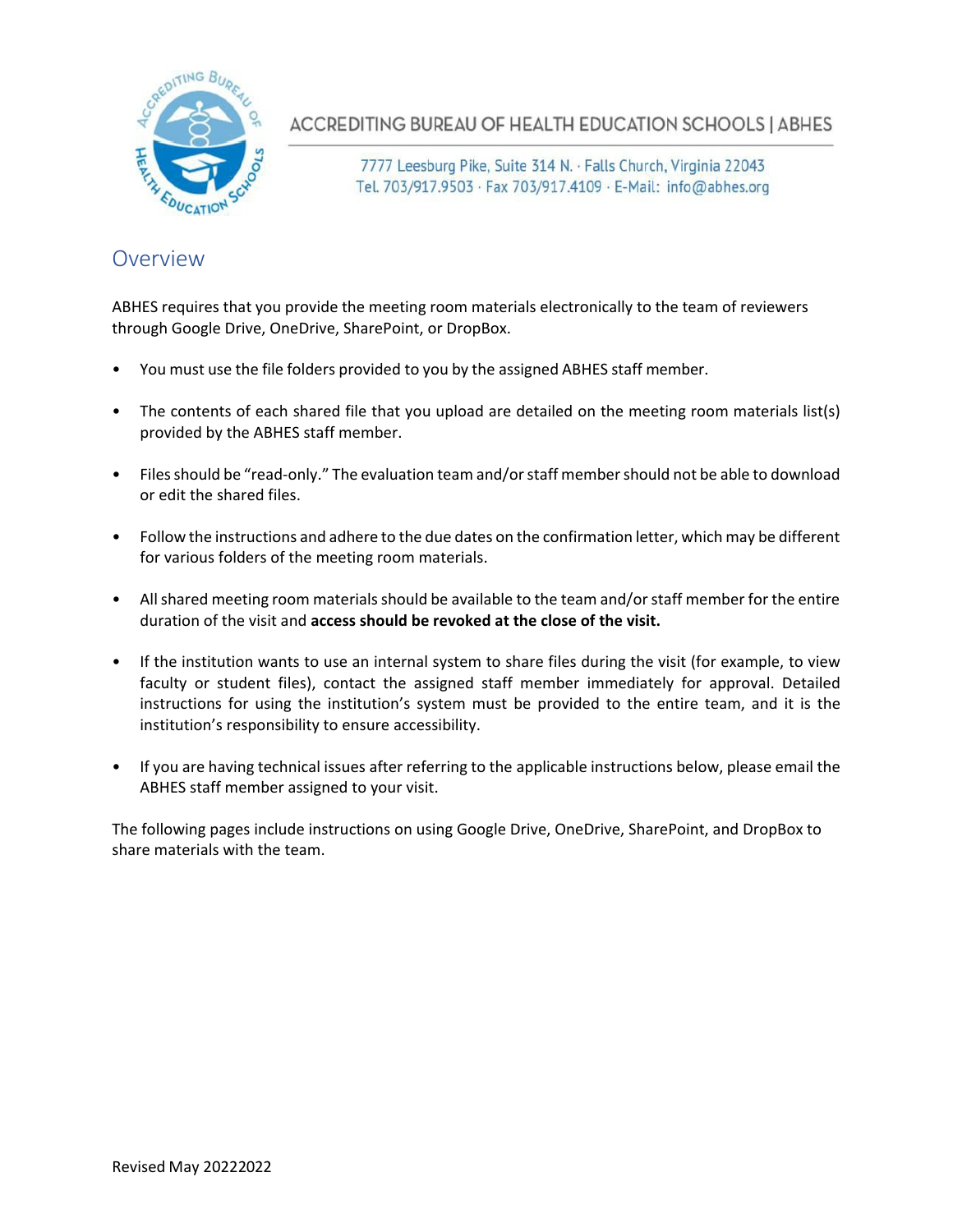ACCREDITING BUREAU OF HEALTH EDUCATION SCHOOLS | ABHES

7777 Leesburg Pike, Suite 314 N. · Falls Church, Virginia 22043
Tel. 703/917.9503 · Fax 703/917.4109 · E-Mail: info@abhes.org

## Overview

ABHES requires that you provide the meeting room materials electronically to the team of reviewers through Google Drive, OneDrive, SharePoint, or DropBox.

- You must use the file folders provided to you by the assigned ABHES staff member.
- The contents of each shared file that you upload are detailed on the meeting room materials list(s) provided by the ABHES staff member.
- Files should be "read-only." The evaluation team and/or staff member should not be able to download or edit the shared files.
- Follow the instructions and adhere to the due dates on the confirmation letter, which may be different for various folders of the meeting room materials.
- All shared meeting room materials should be available to the team and/or staff member for the entire duration of the visit and **access should be revoked at the close of the visit.**
- If the institution wants to use an internal system to share files during the visit (for example, to view faculty or student files), contact the assigned staff member immediately for approval. Detailed instructions for using the institution's system must be provided to the entire team, and it is the institution's responsibility to ensure accessibility.
- If you are having technical issues after referring to the applicable instructions below, please email the ABHES staff member assigned to your visit.

The following pages include instructions on using Google Drive, OneDrive, SharePoint, and DropBox to share materials with the team.

Revised May 20222022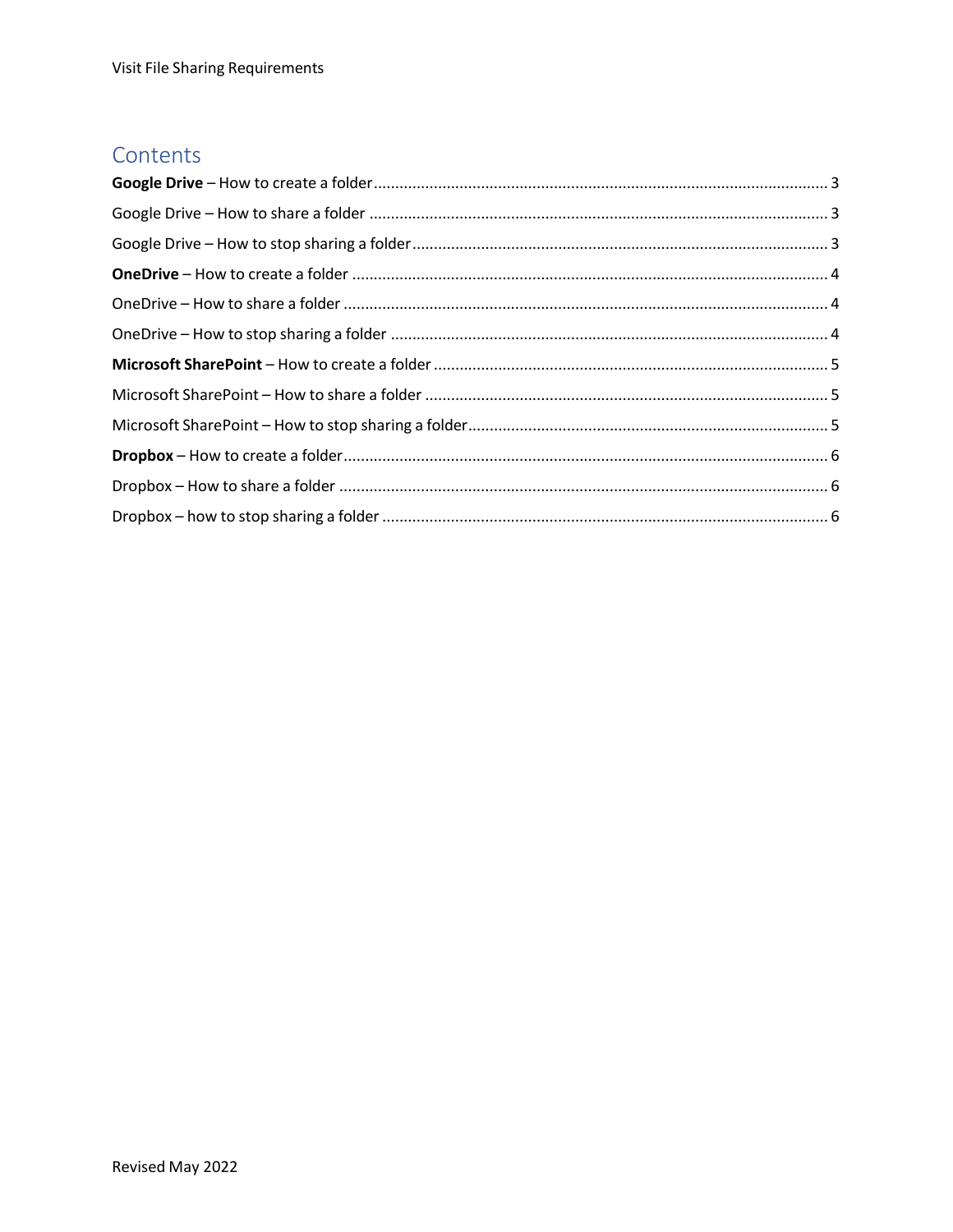# Contents

**Google Drive** – How to create a folder ........ 3
Google Drive – How to share a folder ........ 3
Google Drive – How to stop sharing a folder ........ 3
**OneDrive** – How to create a folder ........ 4
OneDrive – How to share a folder ........ 4
OneDrive – How to stop sharing a folder ........ 4
**Microsoft SharePoint** – How to create a folder ........ 5
Microsoft SharePoint – How to share a folder ........ 5
Microsoft SharePoint – How to stop sharing a folder ........ 5
**Dropbox** – How to create a folder ........ 6
Dropbox – How to share a folder ........ 6
Dropbox – how to stop sharing a folder ........ 6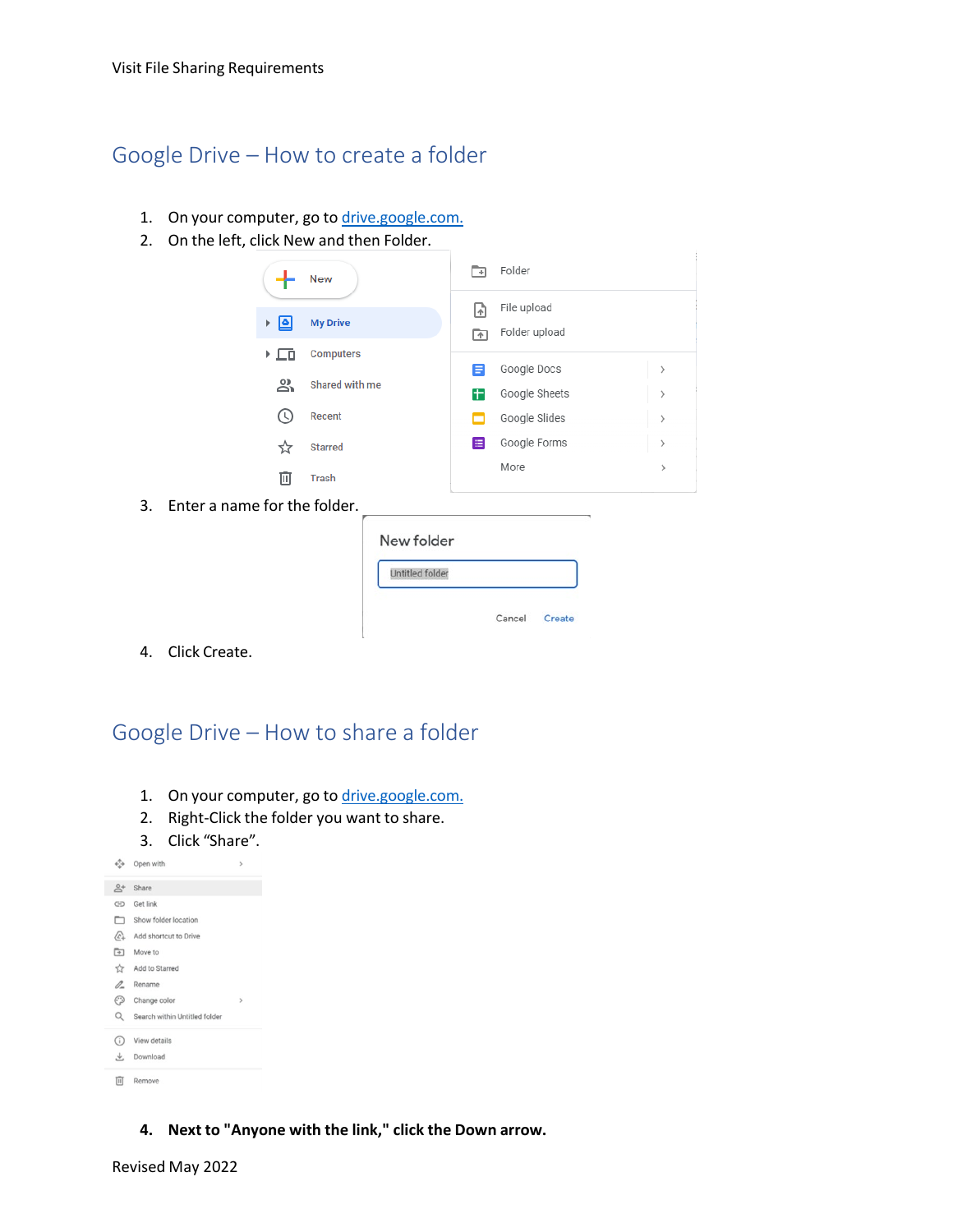Visit File Sharing Requirements

## Google Drive – How to create a folder

1. On your computer, go to [drive.google.com.](https://drive.google.com)
2. On the left, click New and then Folder.
3. Enter a name for the folder.
4. Click Create.

## Google Drive – How to share a folder

1. On your computer, go to [drive.google.com.](https://drive.google.com)
2. Right-Click the folder you want to share.
3. Click "Share".
4. **Next to "Anyone with the link," click the Down arrow.**

Revised May 2022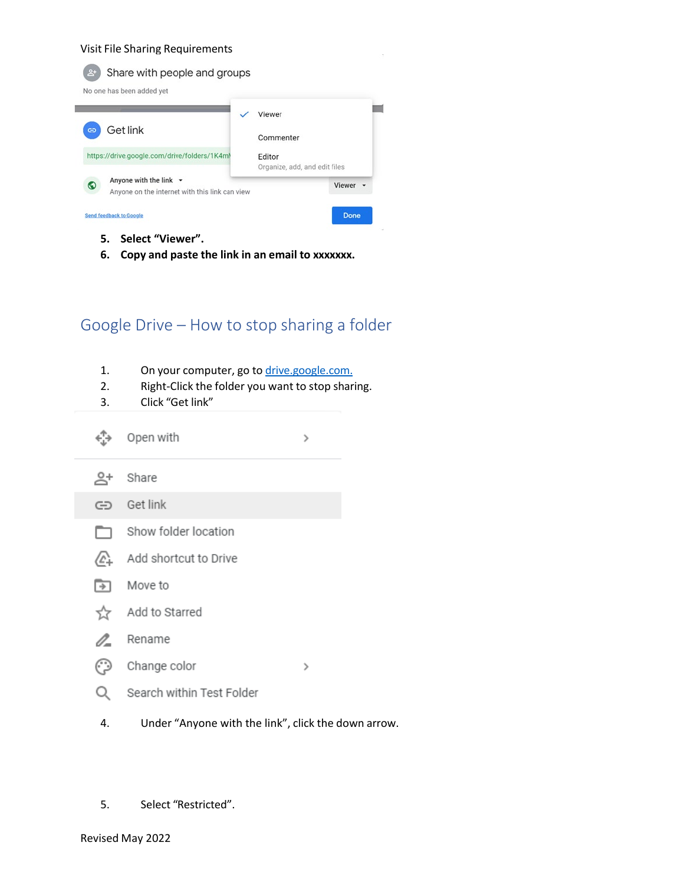Visit File Sharing Requirements

5. **Select "Viewer".**
6. **Copy and paste the link in an email to xxxxxxx.**

## Google Drive – How to stop sharing a folder

1. On your computer, go to [drive.google.com.](https://drive.google.com)
2. Right-Click the folder you want to stop sharing.
3. Click "Get link"
4. Under "Anyone with the link", click the down arrow.
5. Select "Restricted".

Revised May 2022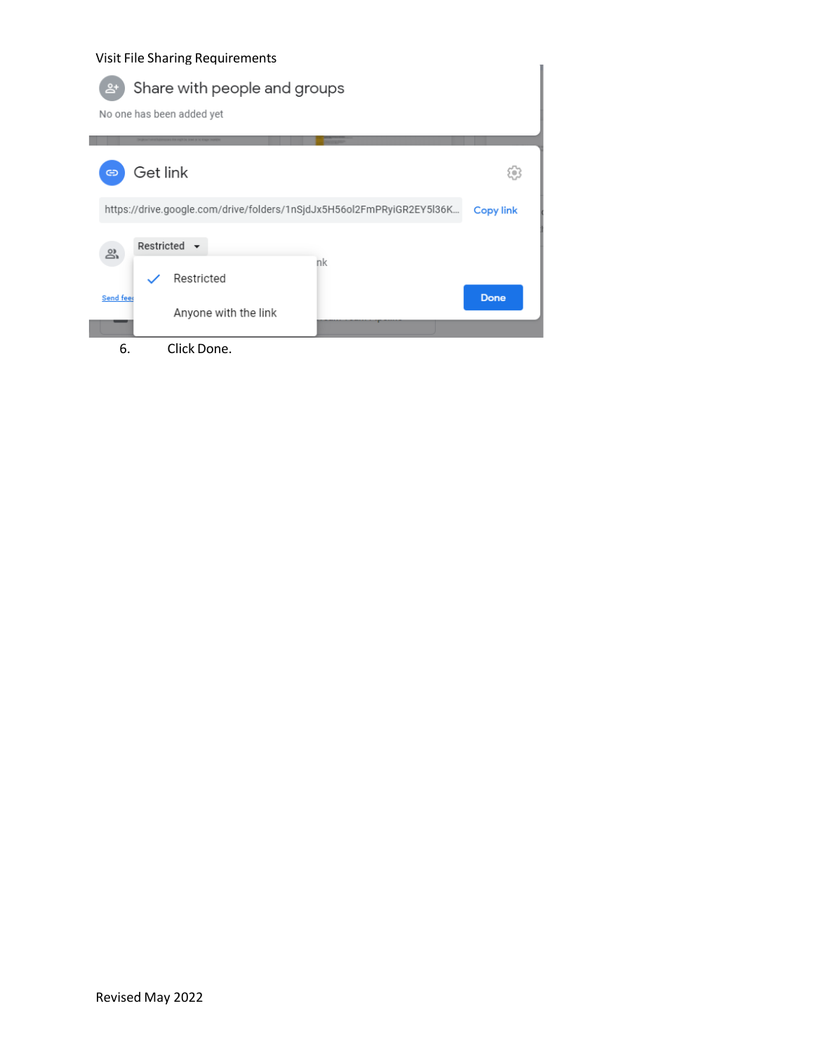6. Click Done.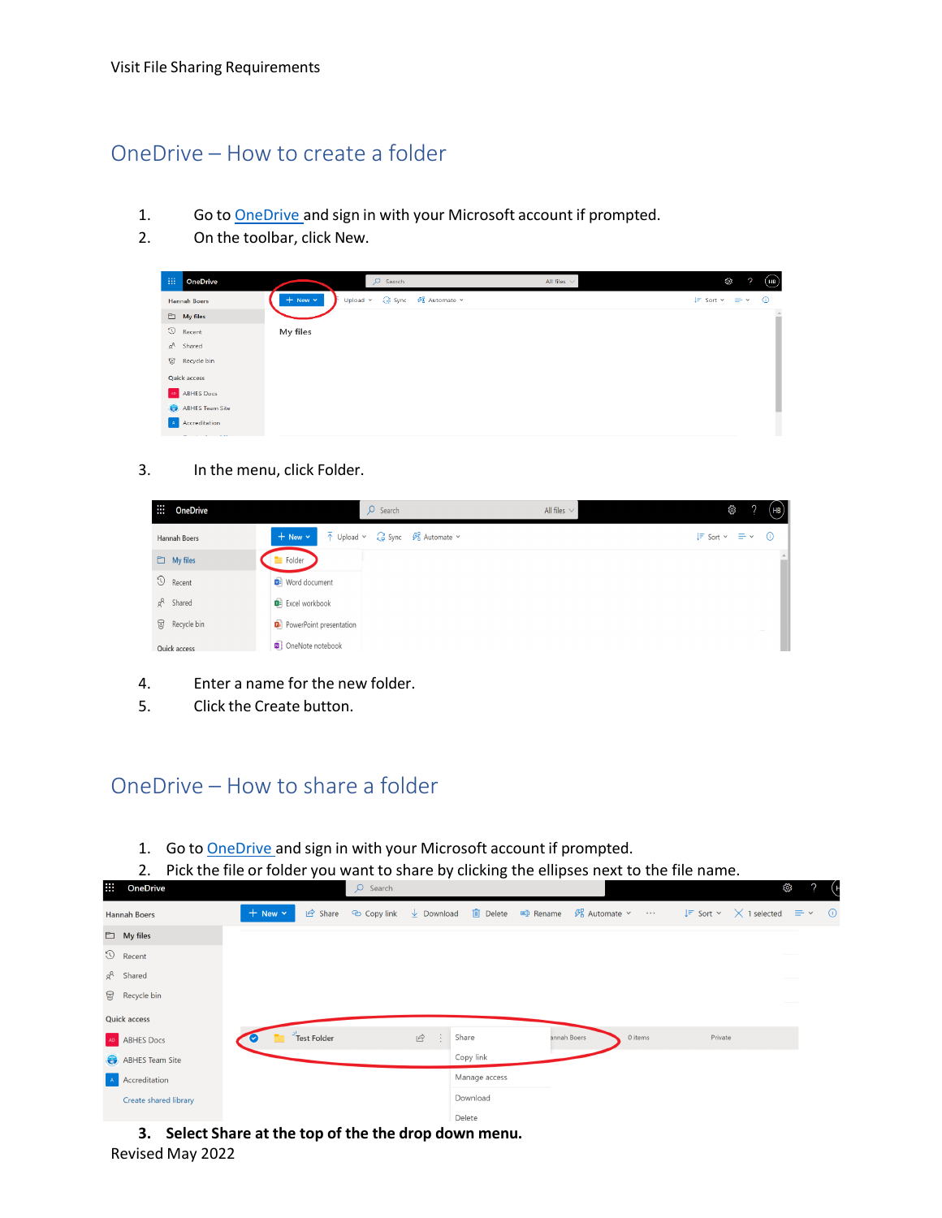Visit File Sharing Requirements

## OneDrive – How to create a folder

1. Go to OneDrive and sign in with your Microsoft account if prompted.
2. On the toolbar, click New.

3. In the menu, click Folder.

4. Enter a name for the new folder.
5. Click the Create button.

## OneDrive – How to share a folder

1. Go to OneDrive and sign in with your Microsoft account if prompted.
2. Pick the file or folder you want to share by clicking the ellipses next to the file name.

3. **Select Share at the top of the the drop down menu.**

Revised May 2022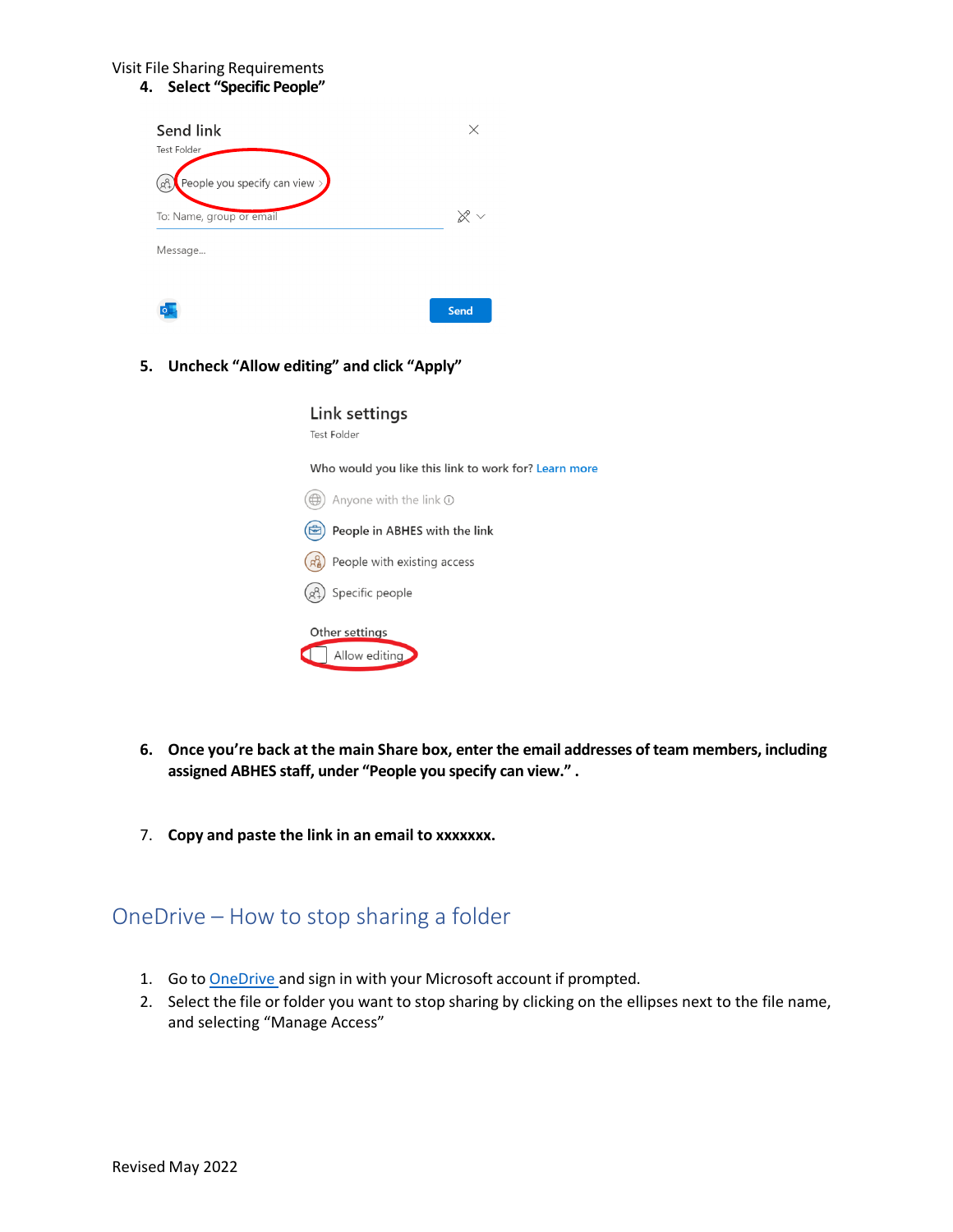Visit File Sharing Requirements

4. **Select "Specific People"**

5. **Uncheck "Allow editing" and click "Apply"**

6. **Once you're back at the main Share box, enter the email addresses of team members, including assigned ABHES staff, under "People you specify can view." .**

7. **Copy and paste the link in an email to xxxxxxx.**

## OneDrive – How to stop sharing a folder

1. Go to [OneDrive](OneDrive) and sign in with your Microsoft account if prompted.
2. Select the file or folder you want to stop sharing by clicking on the ellipses next to the file name, and selecting "Manage Access"

Revised May 2022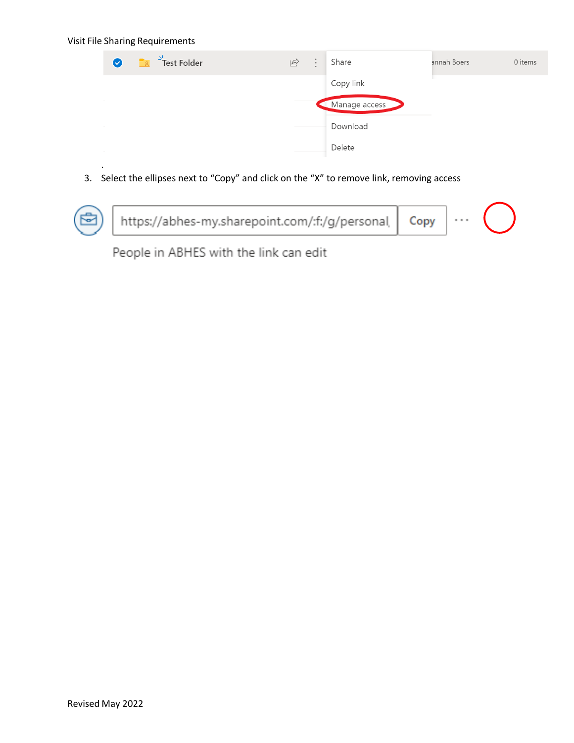Visit File Sharing Requirements

3. Select the ellipses next to "Copy" and click on the "X" to remove link, removing access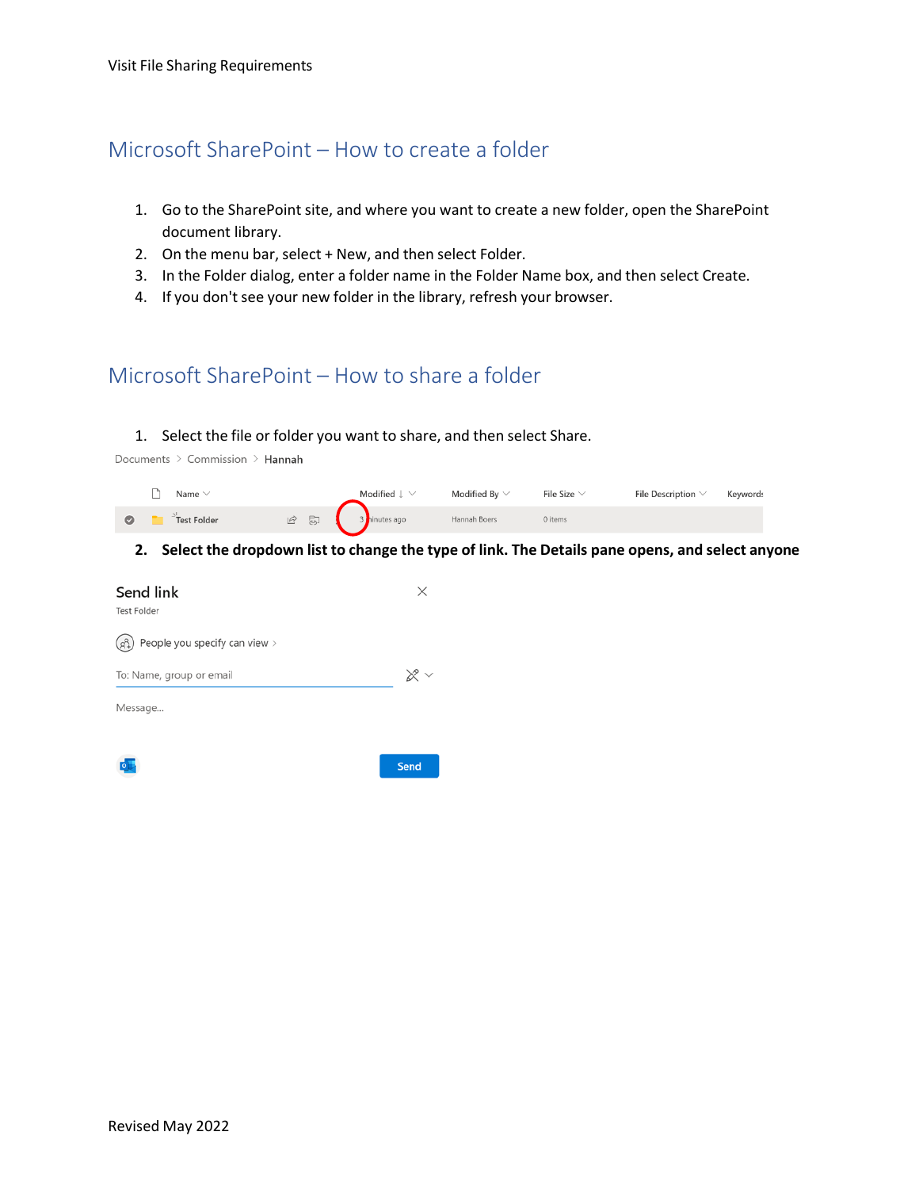# Microsoft SharePoint – How to create a folder

1. Go to the SharePoint site, and where you want to create a new folder, open the SharePoint document library.
2. On the menu bar, select + New, and then select Folder.
3. In the Folder dialog, enter a folder name in the Folder Name box, and then select Create.
4. If you don't see your new folder in the library, refresh your browser.

# Microsoft SharePoint – How to share a folder

1. Select the file or folder you want to share, and then select Share.

Documents > Commission > Hannah

| Name | Modified ↓ | Modified By | File Size | File Description | Keywords |
|---|---|---|---|---|---|
| Test Folder | 3 minutes ago | Hannah Boers | 0 items | | |

2. **Select the dropdown list to change the type of link. The Details pane opens, and select anyone**

Send link

Test Folder

People you specify can view >

To: Name, group or email

Message...

Send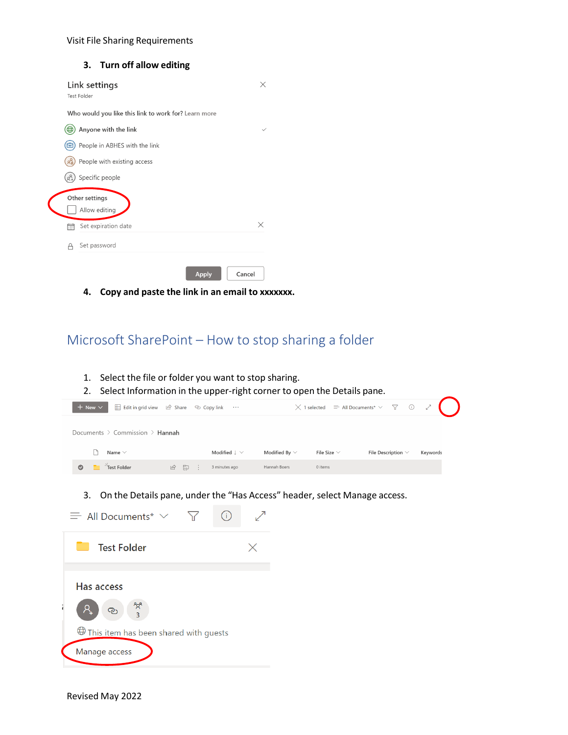3. **Turn off allow editing**

Link settings

Test Folder

Who would you like this link to work for? Learn more

Anyone with the link

People in ABHES with the link

People with existing access

Specific people

Other settings

Allow editing

Set expiration date

Set password

Apply Cancel

4. **Copy and paste the link in an email to xxxxxxx.**

## Microsoft SharePoint – How to stop sharing a folder

1. Select the file or folder you want to stop sharing.
2. Select Information in the upper-right corner to open the Details pane.

3. On the Details pane, under the "Has Access" header, select Manage access.

Has access

This item has been shared with guests

Manage access

Revised May 2022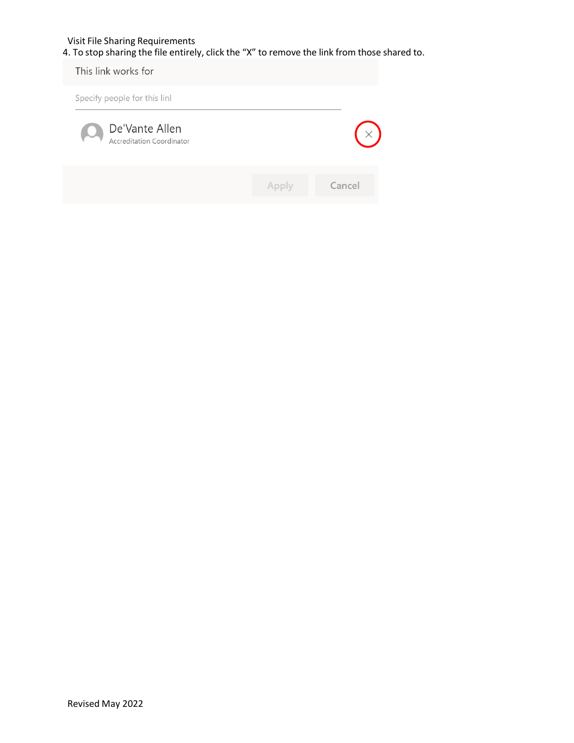Visit File Sharing Requirements

4. To stop sharing the file entirely, click the "X" to remove the link from those shared to.

This link works for

Specify people for this linl

De'Vante Allen
Accreditation Coordinator

Apply Cancel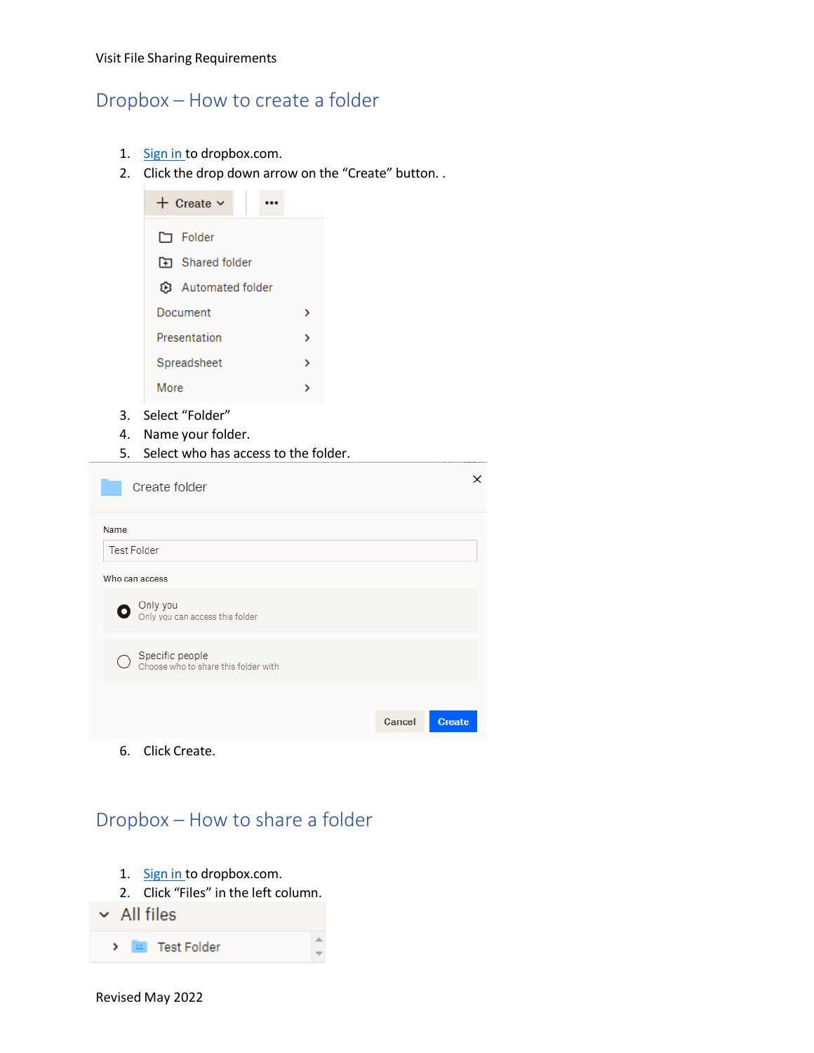## Dropbox – How to create a folder

1. [Sign in](#) to dropbox.com.
2. Click the drop down arrow on the "Create" button. .
3. Select "Folder"
4. Name your folder.
5. Select who has access to the folder.
6. Click Create.

## Dropbox – How to share a folder

1. [Sign in](#) to dropbox.com.
2. Click "Files" in the left column.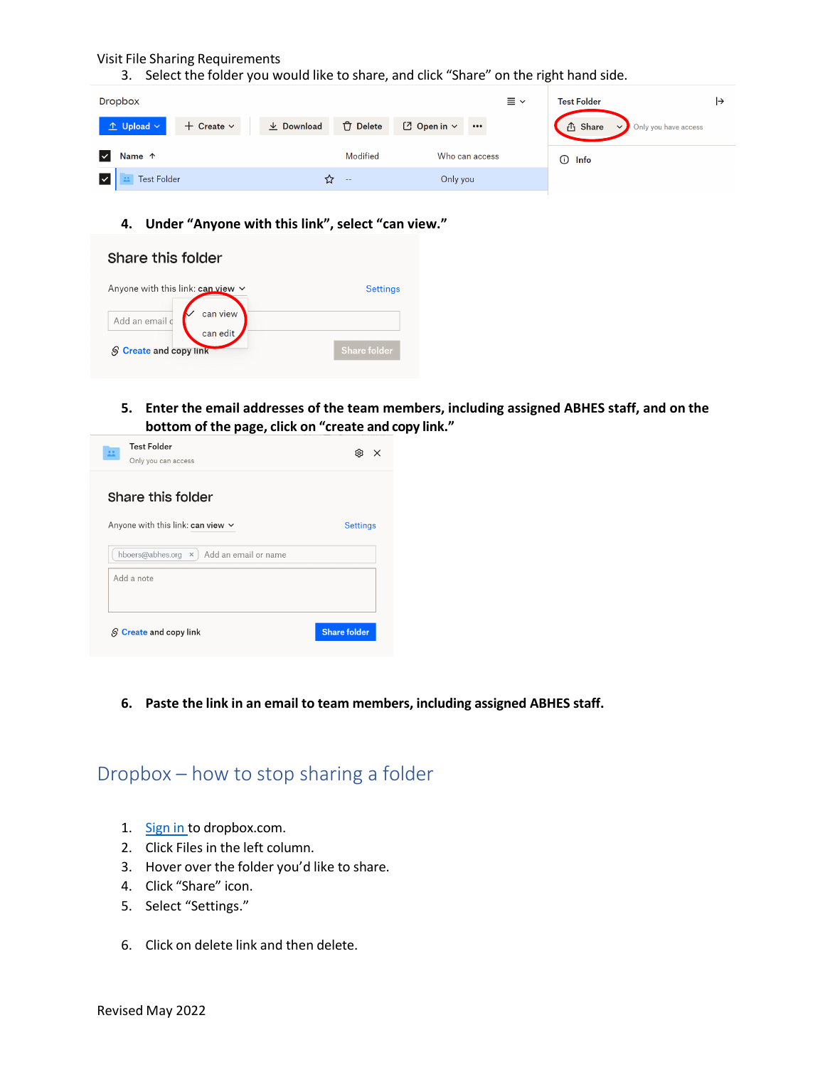Visit File Sharing Requirements

3. Select the folder you would like to share, and click "Share" on the right hand side.

4. **Under "Anyone with this link", select "can view."**

5. **Enter the email addresses of the team members, including assigned ABHES staff, and on the bottom of the page, click on "create and copy link."**

6. **Paste the link in an email to team members, including assigned ABHES staff.**

## Dropbox – how to stop sharing a folder

1. Sign in to dropbox.com.
2. Click Files in the left column.
3. Hover over the folder you'd like to share.
4. Click "Share" icon.
5. Select "Settings."
6. Click on delete link and then delete.

Revised May 2022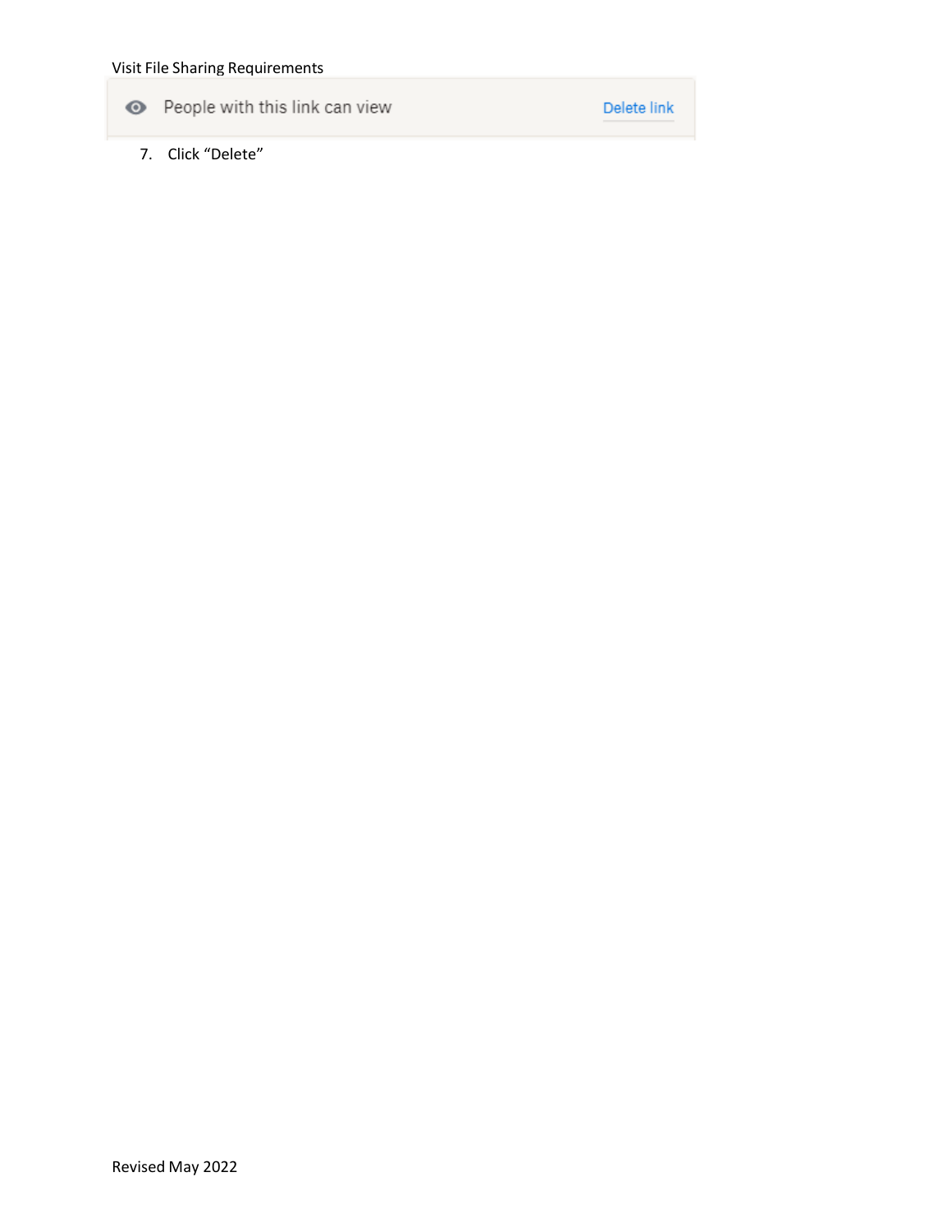People with this link can view    Delete link

7. Click “Delete”